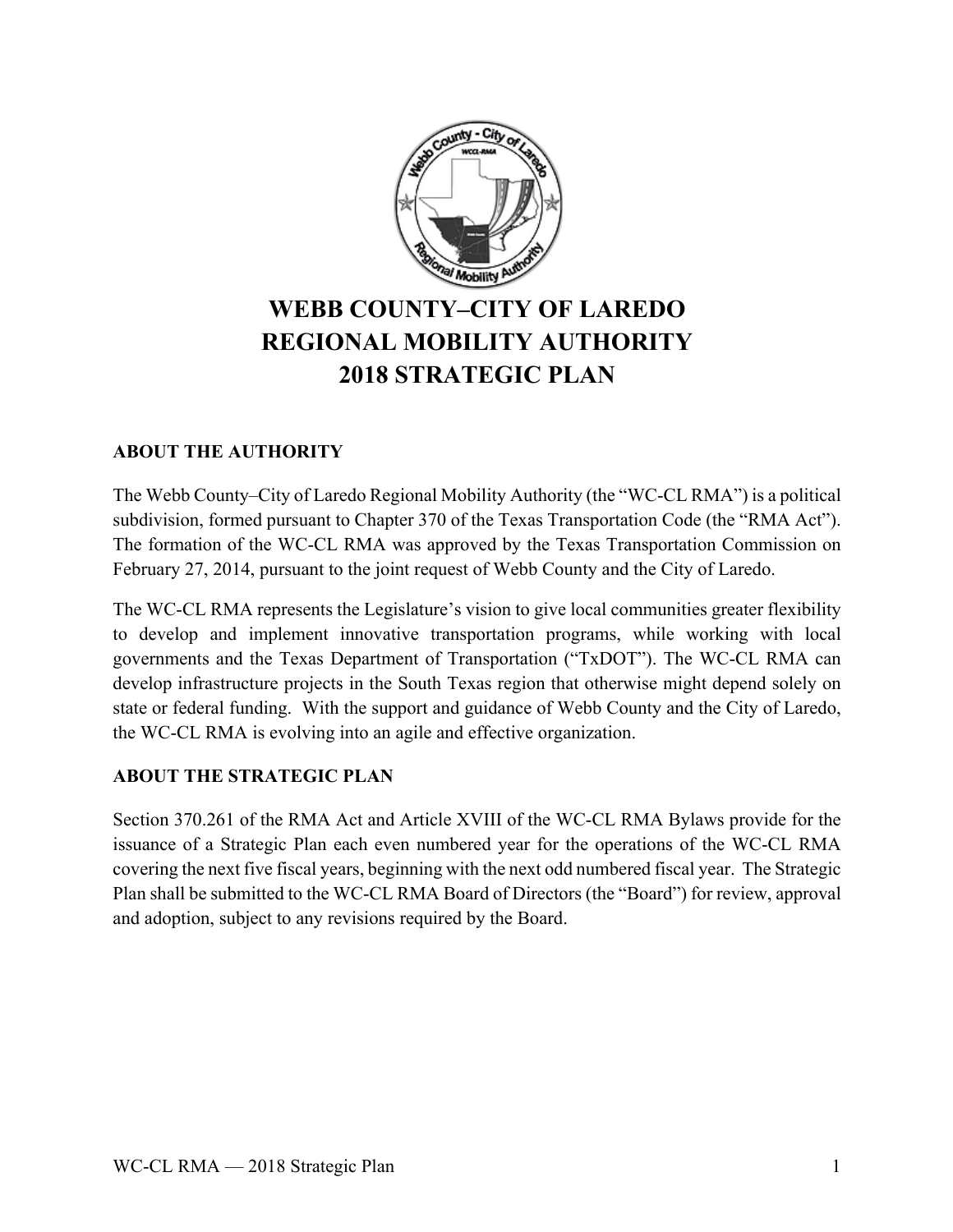# WEBB COUNTY–CITY OF LAREDO REGIONAL MOBILITY AUTHORITY 2018 STRATEGIC PLAN

## ABOUT THE AUTHORITY

The Webb County–City of Laredo Regional Mobility Authority (the "WC-CL RMA") is a political subdivision, formed pursuant to Chapter 370 of the Texas Transportation Code (the "RMA Act"). The formation of the WC-CL RMA was approved by the Texas Transportation Commission on February 27, 2014, pursuant to the joint request of Webb County and the City of Laredo.

The WC-CL RMA represents the Legislature's vision to give local communities greater flexibility to develop and implement innovative transportation programs, while working with local governments and the Texas Department of Transportation ("TxDOT"). The WC-CL RMA can develop infrastructure projects in the South Texas region that otherwise might depend solely on state or federal funding. With the support and guidance of Webb County and the City of Laredo, the WC-CL RMA is evolving into an agile and effective organization.

## ABOUT THE STRATEGIC PLAN

Section 370.261 of the RMA Act and Article XVIII of the WC-CL RMA Bylaws provide for the issuance of a Strategic Plan each even numbered year for the operations of the WC-CL RMA covering the next five fiscal years, beginning with the next odd numbered fiscal year. The Strategic Plan shall be submitted to the WC-CL RMA Board of Directors (the "Board") for review, approval and adoption, subject to any revisions required by the Board.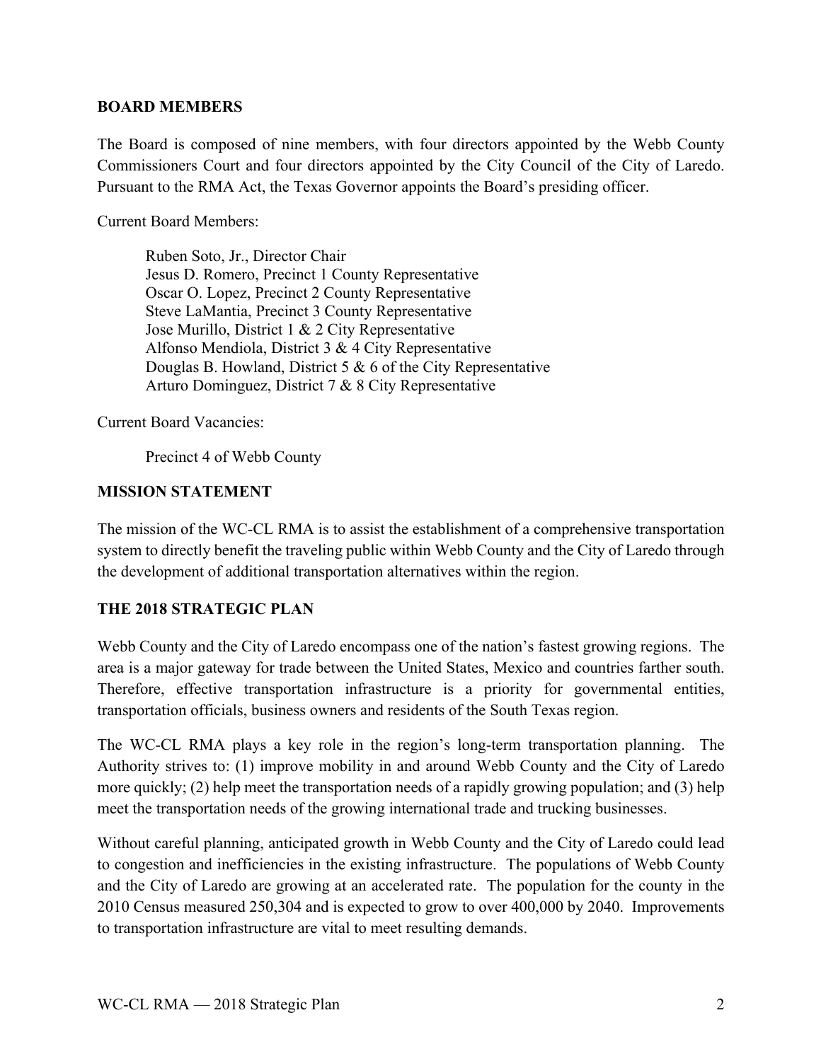## BOARD MEMBERS

The Board is composed of nine members, with four directors appointed by the Webb County Commissioners Court and four directors appointed by the City Council of the City of Laredo. Pursuant to the RMA Act, the Texas Governor appoints the Board's presiding officer.

Current Board Members:

Ruben Soto, Jr., Director Chair
Jesus D. Romero, Precinct 1 County Representative
Oscar O. Lopez, Precinct 2 County Representative
Steve LaMantia, Precinct 3 County Representative
Jose Murillo, District 1 & 2 City Representative
Alfonso Mendiola, District 3 & 4 City Representative
Douglas B. Howland, District 5 & 6 of the City Representative
Arturo Dominguez, District 7 & 8 City Representative

Current Board Vacancies:

Precinct 4 of Webb County

## MISSION STATEMENT

The mission of the WC-CL RMA is to assist the establishment of a comprehensive transportation system to directly benefit the traveling public within Webb County and the City of Laredo through the development of additional transportation alternatives within the region.

## THE 2018 STRATEGIC PLAN

Webb County and the City of Laredo encompass one of the nation's fastest growing regions. The area is a major gateway for trade between the United States, Mexico and countries farther south. Therefore, effective transportation infrastructure is a priority for governmental entities, transportation officials, business owners and residents of the South Texas region.

The WC-CL RMA plays a key role in the region's long-term transportation planning. The Authority strives to: (1) improve mobility in and around Webb County and the City of Laredo more quickly; (2) help meet the transportation needs of a rapidly growing population; and (3) help meet the transportation needs of the growing international trade and trucking businesses.

Without careful planning, anticipated growth in Webb County and the City of Laredo could lead to congestion and inefficiencies in the existing infrastructure. The populations of Webb County and the City of Laredo are growing at an accelerated rate. The population for the county in the 2010 Census measured 250,304 and is expected to grow to over 400,000 by 2040. Improvements to transportation infrastructure are vital to meet resulting demands.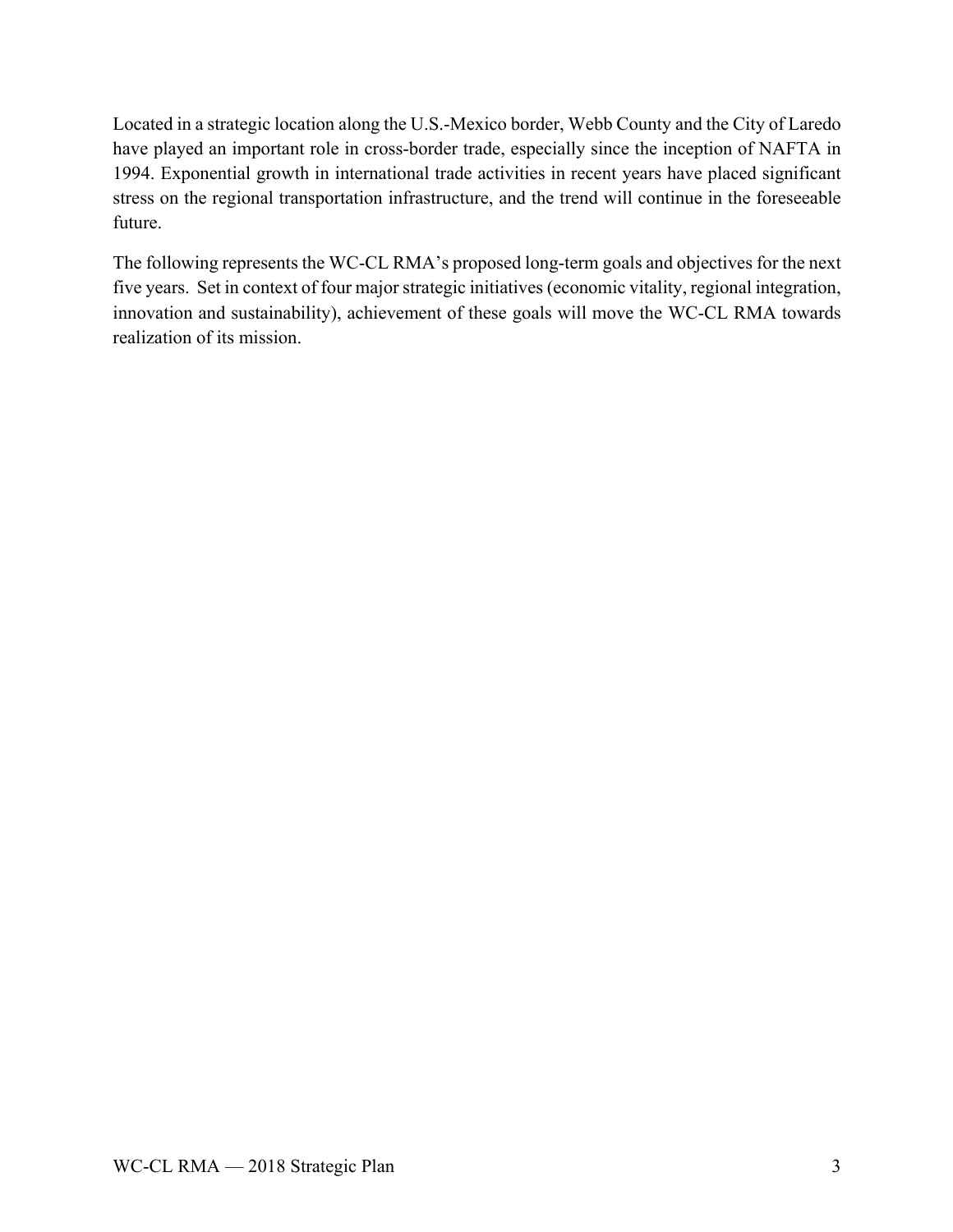Located in a strategic location along the U.S.-Mexico border, Webb County and the City of Laredo have played an important role in cross-border trade, especially since the inception of NAFTA in 1994. Exponential growth in international trade activities in recent years have placed significant stress on the regional transportation infrastructure, and the trend will continue in the foreseeable future.

The following represents the WC-CL RMA's proposed long-term goals and objectives for the next five years. Set in context of four major strategic initiatives (economic vitality, regional integration, innovation and sustainability), achievement of these goals will move the WC-CL RMA towards realization of its mission.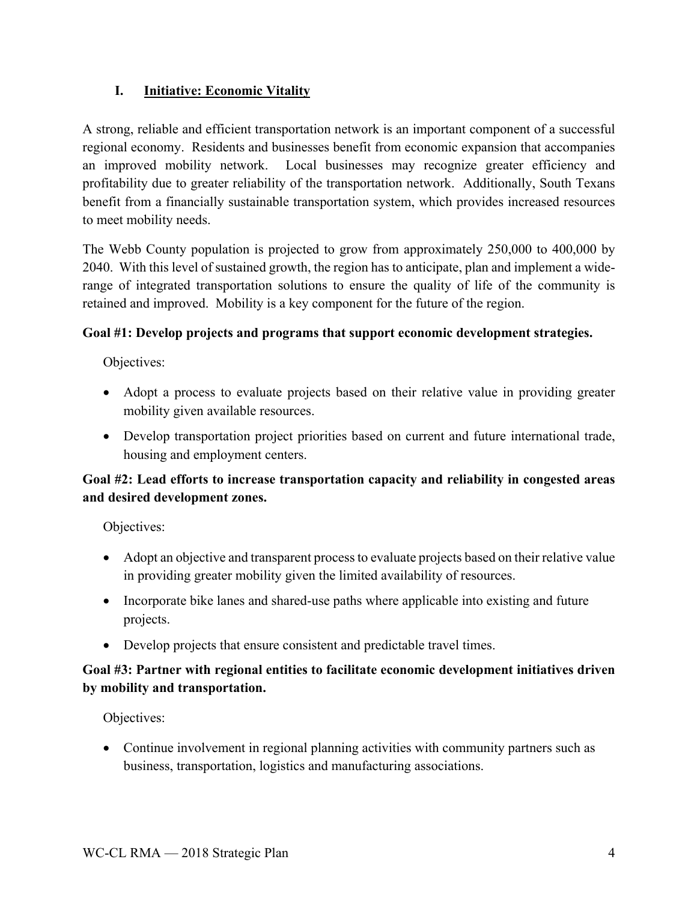## I. <u>Initiative: Economic Vitality</u>

A strong, reliable and efficient transportation network is an important component of a successful regional economy. Residents and businesses benefit from economic expansion that accompanies an improved mobility network. Local businesses may recognize greater efficiency and profitability due to greater reliability of the transportation network. Additionally, South Texans benefit from a financially sustainable transportation system, which provides increased resources to meet mobility needs.

The Webb County population is projected to grow from approximately 250,000 to 400,000 by 2040. With this level of sustained growth, the region has to anticipate, plan and implement a wide-range of integrated transportation solutions to ensure the quality of life of the community is retained and improved. Mobility is a key component for the future of the region.

**Goal #1: Develop projects and programs that support economic development strategies.**

Objectives:

- Adopt a process to evaluate projects based on their relative value in providing greater mobility given available resources.
- Develop transportation project priorities based on current and future international trade, housing and employment centers.

**Goal #2: Lead efforts to increase transportation capacity and reliability in congested areas and desired development zones.**

Objectives:

- Adopt an objective and transparent process to evaluate projects based on their relative value in providing greater mobility given the limited availability of resources.
- Incorporate bike lanes and shared-use paths where applicable into existing and future projects.
- Develop projects that ensure consistent and predictable travel times.

**Goal #3: Partner with regional entities to facilitate economic development initiatives driven by mobility and transportation.**

Objectives:

- Continue involvement in regional planning activities with community partners such as business, transportation, logistics and manufacturing associations.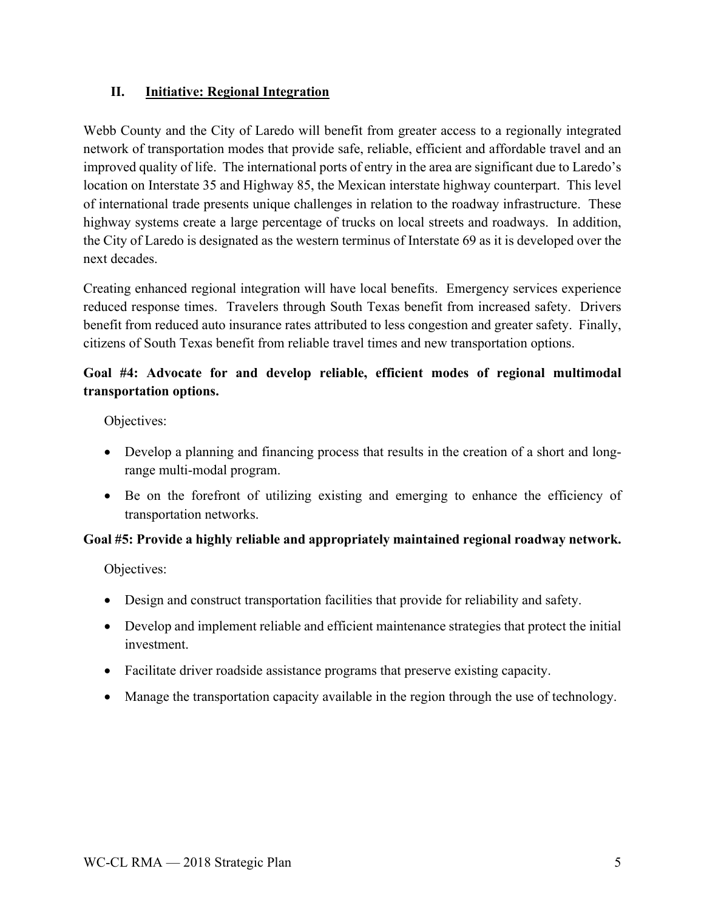## II. Initiative: Regional Integration

Webb County and the City of Laredo will benefit from greater access to a regionally integrated network of transportation modes that provide safe, reliable, efficient and affordable travel and an improved quality of life. The international ports of entry in the area are significant due to Laredo's location on Interstate 35 and Highway 85, the Mexican interstate highway counterpart. This level of international trade presents unique challenges in relation to the roadway infrastructure. These highway systems create a large percentage of trucks on local streets and roadways. In addition, the City of Laredo is designated as the western terminus of Interstate 69 as it is developed over the next decades.

Creating enhanced regional integration will have local benefits. Emergency services experience reduced response times. Travelers through South Texas benefit from increased safety. Drivers benefit from reduced auto insurance rates attributed to less congestion and greater safety. Finally, citizens of South Texas benefit from reliable travel times and new transportation options.

**Goal #4: Advocate for and develop reliable, efficient modes of regional multimodal transportation options.**

Objectives:

- Develop a planning and financing process that results in the creation of a short and long-range multi-modal program.
- Be on the forefront of utilizing existing and emerging to enhance the efficiency of transportation networks.

**Goal #5: Provide a highly reliable and appropriately maintained regional roadway network.**

Objectives:

- Design and construct transportation facilities that provide for reliability and safety.
- Develop and implement reliable and efficient maintenance strategies that protect the initial investment.
- Facilitate driver roadside assistance programs that preserve existing capacity.
- Manage the transportation capacity available in the region through the use of technology.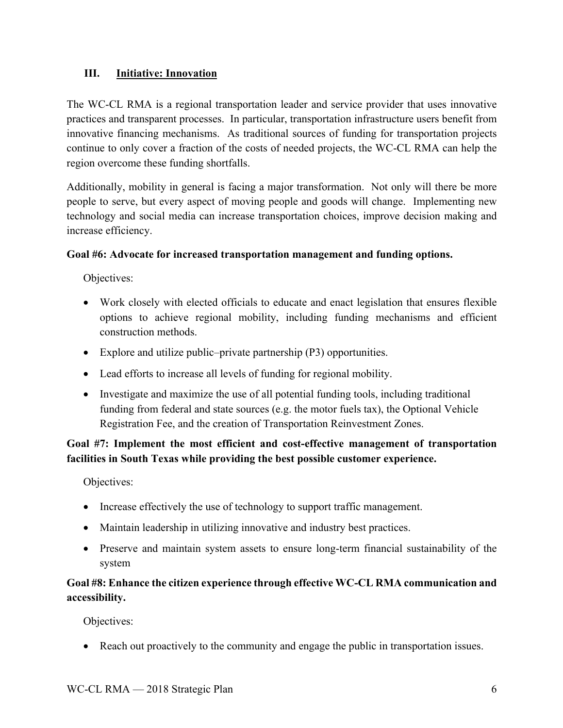## III. Initiative: Innovation

The WC-CL RMA is a regional transportation leader and service provider that uses innovative practices and transparent processes. In particular, transportation infrastructure users benefit from innovative financing mechanisms. As traditional sources of funding for transportation projects continue to only cover a fraction of the costs of needed projects, the WC-CL RMA can help the region overcome these funding shortfalls.

Additionally, mobility in general is facing a major transformation. Not only will there be more people to serve, but every aspect of moving people and goods will change. Implementing new technology and social media can increase transportation choices, improve decision making and increase efficiency.

**Goal #6: Advocate for increased transportation management and funding options.**

Objectives:

- Work closely with elected officials to educate and enact legislation that ensures flexible options to achieve regional mobility, including funding mechanisms and efficient construction methods.
- Explore and utilize public–private partnership (P3) opportunities.
- Lead efforts to increase all levels of funding for regional mobility.
- Investigate and maximize the use of all potential funding tools, including traditional funding from federal and state sources (e.g. the motor fuels tax), the Optional Vehicle Registration Fee, and the creation of Transportation Reinvestment Zones.

**Goal #7: Implement the most efficient and cost-effective management of transportation facilities in South Texas while providing the best possible customer experience.**

Objectives:

- Increase effectively the use of technology to support traffic management.
- Maintain leadership in utilizing innovative and industry best practices.
- Preserve and maintain system assets to ensure long-term financial sustainability of the system

**Goal #8: Enhance the citizen experience through effective WC-CL RMA communication and accessibility.**

Objectives:

- Reach out proactively to the community and engage the public in transportation issues.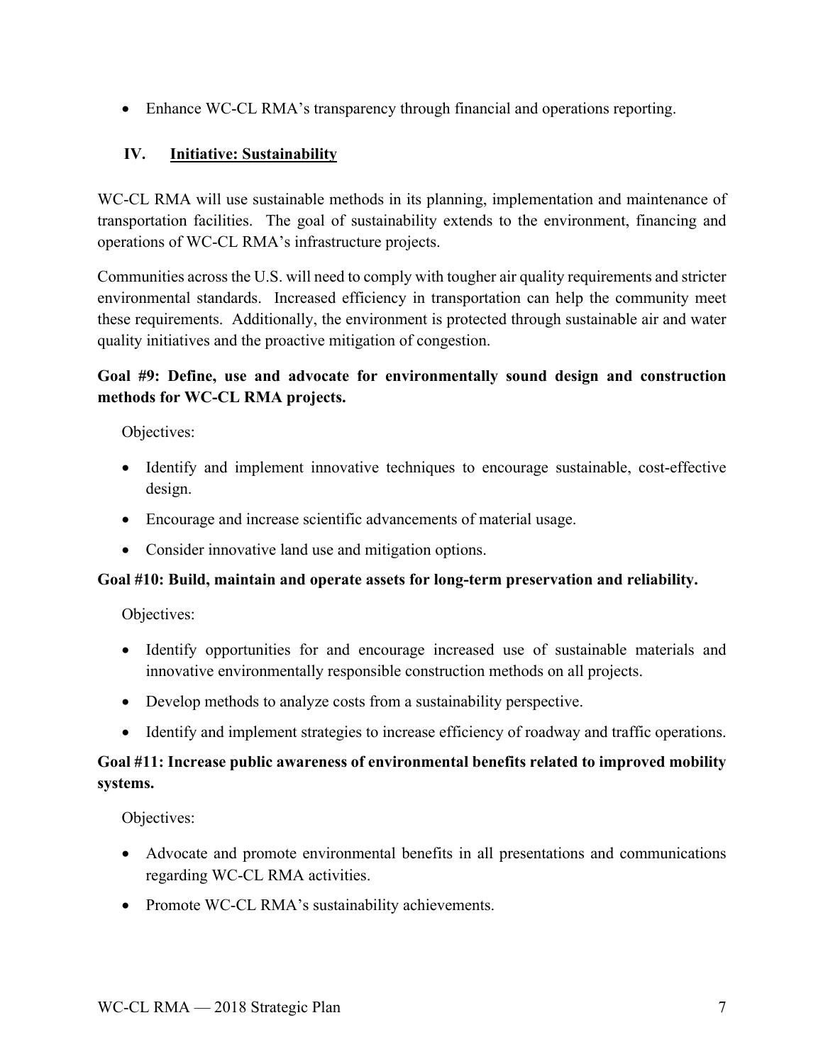- Enhance WC-CL RMA's transparency through financial and operations reporting.

## IV. Initiative: Sustainability

WC-CL RMA will use sustainable methods in its planning, implementation and maintenance of transportation facilities. The goal of sustainability extends to the environment, financing and operations of WC-CL RMA's infrastructure projects.

Communities across the U.S. will need to comply with tougher air quality requirements and stricter environmental standards. Increased efficiency in transportation can help the community meet these requirements. Additionally, the environment is protected through sustainable air and water quality initiatives and the proactive mitigation of congestion.

**Goal #9: Define, use and advocate for environmentally sound design and construction methods for WC-CL RMA projects.**

Objectives:

- Identify and implement innovative techniques to encourage sustainable, cost-effective design.
- Encourage and increase scientific advancements of material usage.
- Consider innovative land use and mitigation options.

**Goal #10: Build, maintain and operate assets for long-term preservation and reliability.**

Objectives:

- Identify opportunities for and encourage increased use of sustainable materials and innovative environmentally responsible construction methods on all projects.
- Develop methods to analyze costs from a sustainability perspective.
- Identify and implement strategies to increase efficiency of roadway and traffic operations.

**Goal #11: Increase public awareness of environmental benefits related to improved mobility systems.**

Objectives:

- Advocate and promote environmental benefits in all presentations and communications regarding WC-CL RMA activities.
- Promote WC-CL RMA's sustainability achievements.